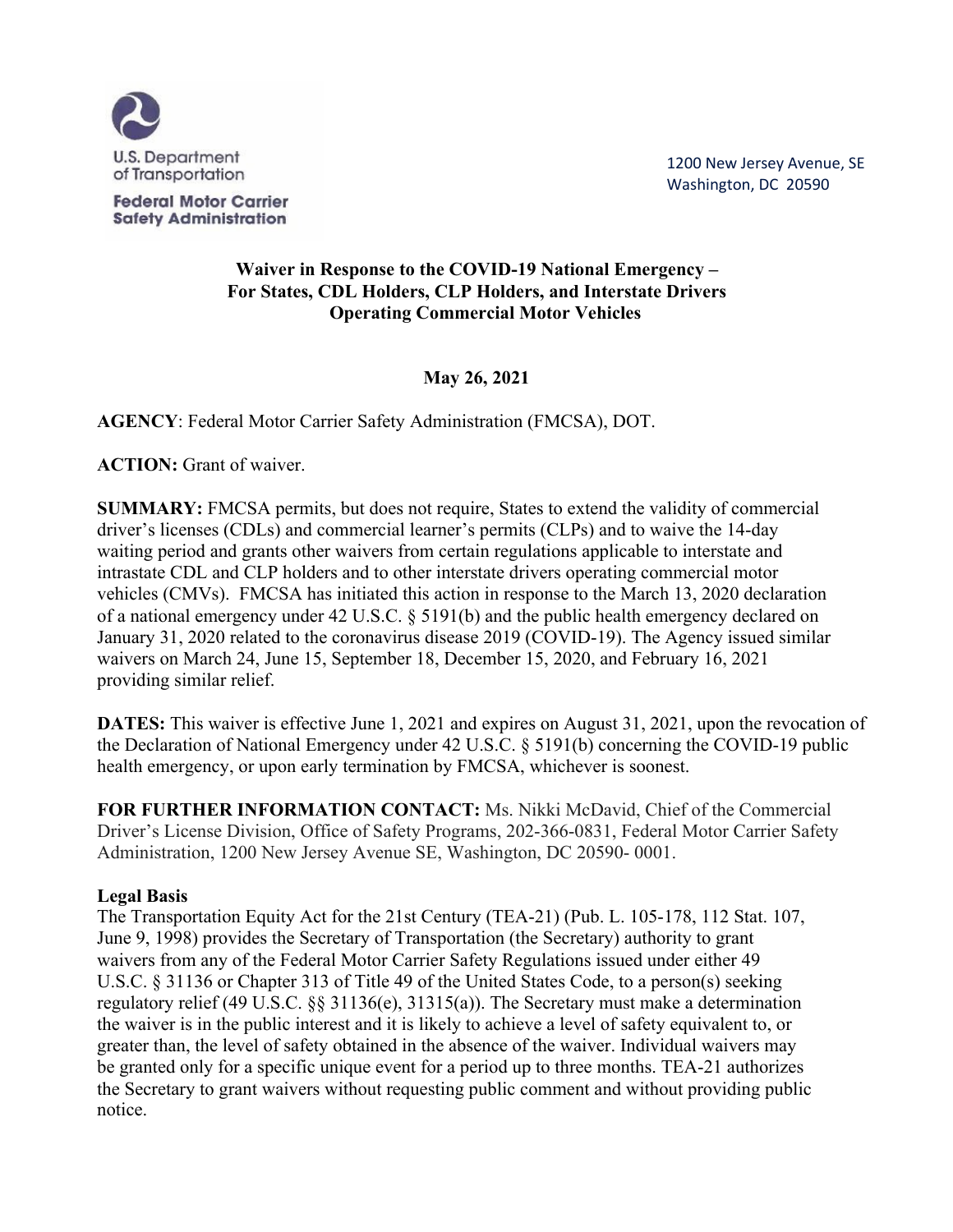U.S. Department of Transportation

Federal Motor Carrier Safety Administration

1200 New Jersey Avenue, SE
Washington, DC 20590

**Waiver in Response to the COVID-19 National Emergency –
For States, CDL Holders, CLP Holders, and Interstate Drivers
Operating Commercial Motor Vehicles**

**May 26, 2021**

**AGENCY**: Federal Motor Carrier Safety Administration (FMCSA), DOT.

**ACTION:** Grant of waiver.

**SUMMARY:** FMCSA permits, but does not require, States to extend the validity of commercial driver's licenses (CDLs) and commercial learner's permits (CLPs) and to waive the 14-day waiting period and grants other waivers from certain regulations applicable to interstate and intrastate CDL and CLP holders and to other interstate drivers operating commercial motor vehicles (CMVs). FMCSA has initiated this action in response to the March 13, 2020 declaration of a national emergency under 42 U.S.C. § 5191(b) and the public health emergency declared on January 31, 2020 related to the coronavirus disease 2019 (COVID-19). The Agency issued similar waivers on March 24, June 15, September 18, December 15, 2020, and February 16, 2021 providing similar relief.

**DATES:** This waiver is effective June 1, 2021 and expires on August 31, 2021, upon the revocation of the Declaration of National Emergency under 42 U.S.C. § 5191(b) concerning the COVID-19 public health emergency, or upon early termination by FMCSA, whichever is soonest.

**FOR FURTHER INFORMATION CONTACT:** Ms. Nikki McDavid, Chief of the Commercial Driver's License Division, Office of Safety Programs, 202-366-0831, Federal Motor Carrier Safety Administration, 1200 New Jersey Avenue SE, Washington, DC 20590- 0001.

**Legal Basis**

The Transportation Equity Act for the 21st Century (TEA-21) (Pub. L. 105-178, 112 Stat. 107, June 9, 1998) provides the Secretary of Transportation (the Secretary) authority to grant waivers from any of the Federal Motor Carrier Safety Regulations issued under either 49 U.S.C. § 31136 or Chapter 313 of Title 49 of the United States Code, to a person(s) seeking regulatory relief (49 U.S.C. §§ 31136(e), 31315(a)). The Secretary must make a determination the waiver is in the public interest and it is likely to achieve a level of safety equivalent to, or greater than, the level of safety obtained in the absence of the waiver. Individual waivers may be granted only for a specific unique event for a period up to three months. TEA-21 authorizes the Secretary to grant waivers without requesting public comment and without providing public notice.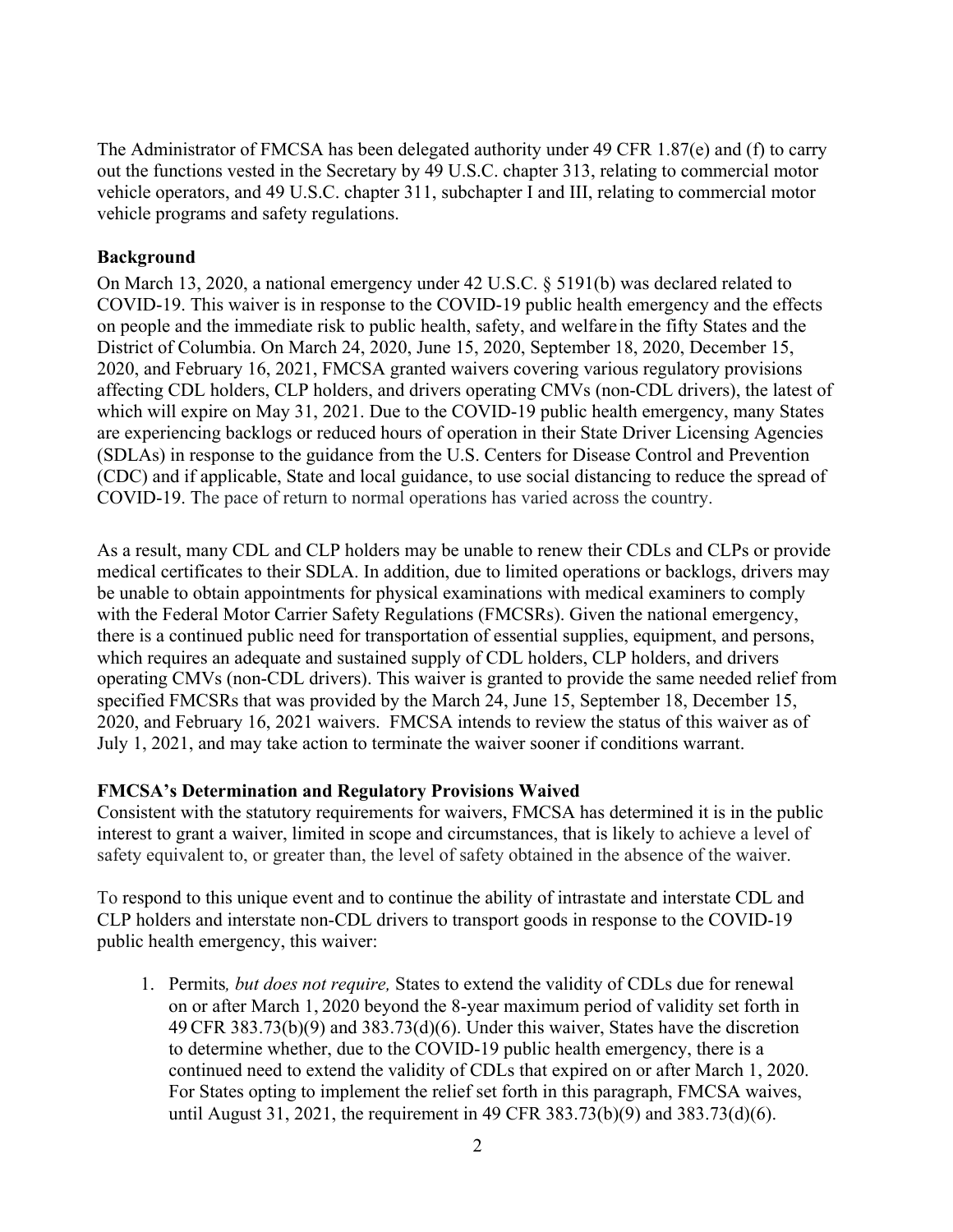The Administrator of FMCSA has been delegated authority under 49 CFR 1.87(e) and (f) to carry out the functions vested in the Secretary by 49 U.S.C. chapter 313, relating to commercial motor vehicle operators, and 49 U.S.C. chapter 311, subchapter I and III, relating to commercial motor vehicle programs and safety regulations.

**Background**

On March 13, 2020, a national emergency under 42 U.S.C. § 5191(b) was declared related to COVID-19. This waiver is in response to the COVID-19 public health emergency and the effects on people and the immediate risk to public health, safety, and welfare in the fifty States and the District of Columbia. On March 24, 2020, June 15, 2020, September 18, 2020, December 15, 2020, and February 16, 2021, FMCSA granted waivers covering various regulatory provisions affecting CDL holders, CLP holders, and drivers operating CMVs (non-CDL drivers), the latest of which will expire on May 31, 2021. Due to the COVID-19 public health emergency, many States are experiencing backlogs or reduced hours of operation in their State Driver Licensing Agencies (SDLAs) in response to the guidance from the U.S. Centers for Disease Control and Prevention (CDC) and if applicable, State and local guidance, to use social distancing to reduce the spread of COVID-19. The pace of return to normal operations has varied across the country.

As a result, many CDL and CLP holders may be unable to renew their CDLs and CLPs or provide medical certificates to their SDLA. In addition, due to limited operations or backlogs, drivers may be unable to obtain appointments for physical examinations with medical examiners to comply with the Federal Motor Carrier Safety Regulations (FMCSRs). Given the national emergency, there is a continued public need for transportation of essential supplies, equipment, and persons, which requires an adequate and sustained supply of CDL holders, CLP holders, and drivers operating CMVs (non-CDL drivers). This waiver is granted to provide the same needed relief from specified FMCSRs that was provided by the March 24, June 15, September 18, December 15, 2020, and February 16, 2021 waivers. FMCSA intends to review the status of this waiver as of July 1, 2021, and may take action to terminate the waiver sooner if conditions warrant.

**FMCSA's Determination and Regulatory Provisions Waived**

Consistent with the statutory requirements for waivers, FMCSA has determined it is in the public interest to grant a waiver, limited in scope and circumstances, that is likely to achieve a level of safety equivalent to, or greater than, the level of safety obtained in the absence of the waiver.

To respond to this unique event and to continue the ability of intrastate and interstate CDL and CLP holders and interstate non-CDL drivers to transport goods in response to the COVID-19 public health emergency, this waiver:

1. Permits*, but does not require,* States to extend the validity of CDLs due for renewal on or after March 1, 2020 beyond the 8-year maximum period of validity set forth in 49 CFR 383.73(b)(9) and 383.73(d)(6). Under this waiver, States have the discretion to determine whether, due to the COVID-19 public health emergency, there is a continued need to extend the validity of CDLs that expired on or after March 1, 2020. For States opting to implement the relief set forth in this paragraph, FMCSA waives, until August 31, 2021, the requirement in 49 CFR 383.73(b)(9) and 383.73(d)(6).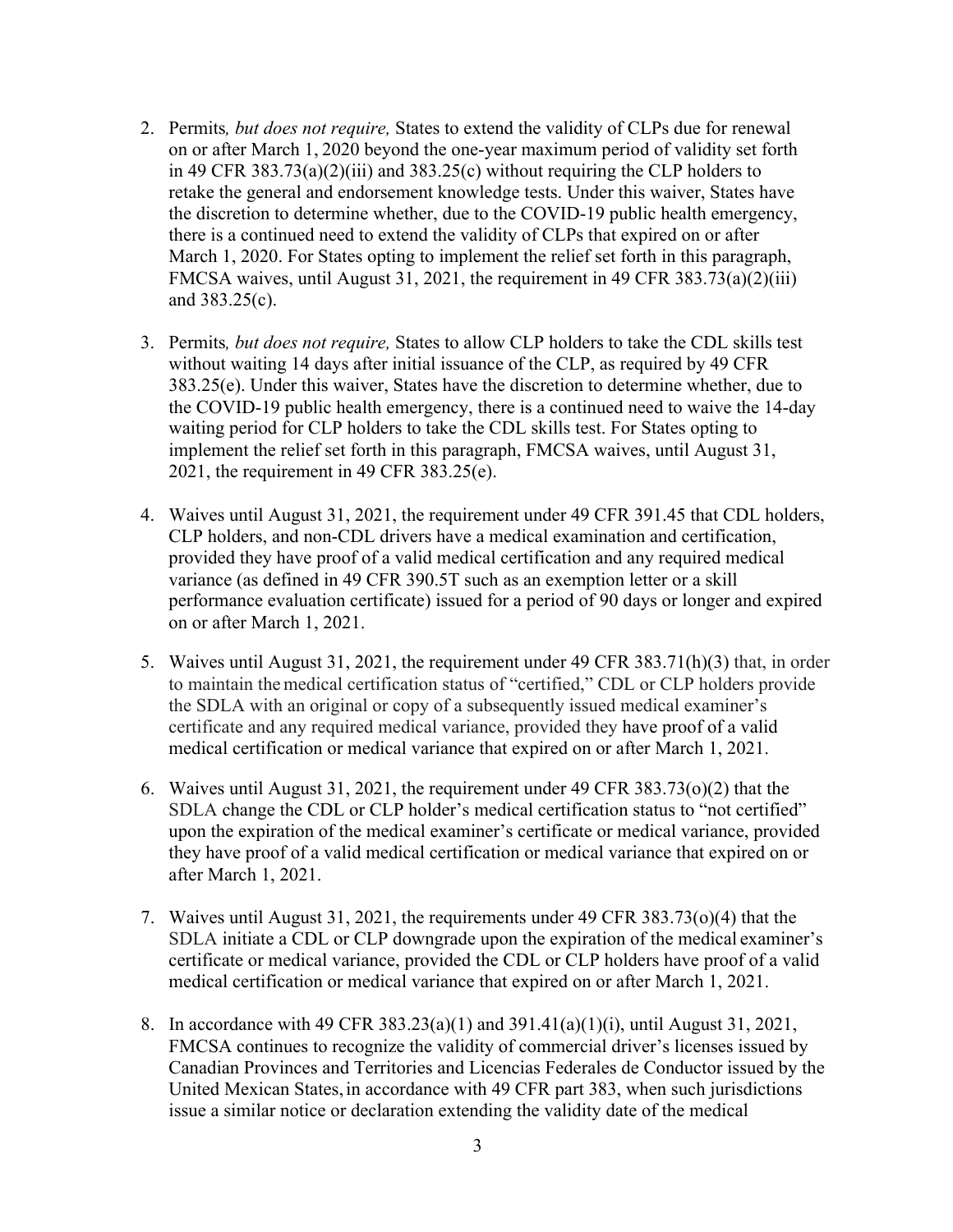2. Permits*, but does not require,* States to extend the validity of CLPs due for renewal on or after March 1, 2020 beyond the one-year maximum period of validity set forth in 49 CFR 383.73(a)(2)(iii) and 383.25(c) without requiring the CLP holders to retake the general and endorsement knowledge tests. Under this waiver, States have the discretion to determine whether, due to the COVID-19 public health emergency, there is a continued need to extend the validity of CLPs that expired on or after March 1, 2020. For States opting to implement the relief set forth in this paragraph, FMCSA waives, until August 31, 2021, the requirement in 49 CFR 383.73(a)(2)(iii) and 383.25(c).

3. Permits*, but does not require,* States to allow CLP holders to take the CDL skills test without waiting 14 days after initial issuance of the CLP, as required by 49 CFR 383.25(e). Under this waiver, States have the discretion to determine whether, due to the COVID-19 public health emergency, there is a continued need to waive the 14-day waiting period for CLP holders to take the CDL skills test. For States opting to implement the relief set forth in this paragraph, FMCSA waives, until August 31, 2021, the requirement in 49 CFR 383.25(e).

4. Waives until August 31, 2021, the requirement under 49 CFR 391.45 that CDL holders, CLP holders, and non-CDL drivers have a medical examination and certification, provided they have proof of a valid medical certification and any required medical variance (as defined in 49 CFR 390.5T such as an exemption letter or a skill performance evaluation certificate) issued for a period of 90 days or longer and expired on or after March 1, 2021.

5. Waives until August 31, 2021, the requirement under 49 CFR 383.71(h)(3) that, in order to maintain the medical certification status of "certified," CDL or CLP holders provide the SDLA with an original or copy of a subsequently issued medical examiner's certificate and any required medical variance, provided they have proof of a valid medical certification or medical variance that expired on or after March 1, 2021.

6. Waives until August 31, 2021, the requirement under 49 CFR 383.73(o)(2) that the SDLA change the CDL or CLP holder's medical certification status to "not certified" upon the expiration of the medical examiner's certificate or medical variance, provided they have proof of a valid medical certification or medical variance that expired on or after March 1, 2021.

7. Waives until August 31, 2021, the requirements under 49 CFR 383.73(o)(4) that the SDLA initiate a CDL or CLP downgrade upon the expiration of the medical examiner's certificate or medical variance, provided the CDL or CLP holders have proof of a valid medical certification or medical variance that expired on or after March 1, 2021.

8. In accordance with 49 CFR 383.23(a)(1) and 391.41(a)(1)(i), until August 31, 2021, FMCSA continues to recognize the validity of commercial driver's licenses issued by Canadian Provinces and Territories and Licencias Federales de Conductor issued by the United Mexican States, in accordance with 49 CFR part 383, when such jurisdictions issue a similar notice or declaration extending the validity date of the medical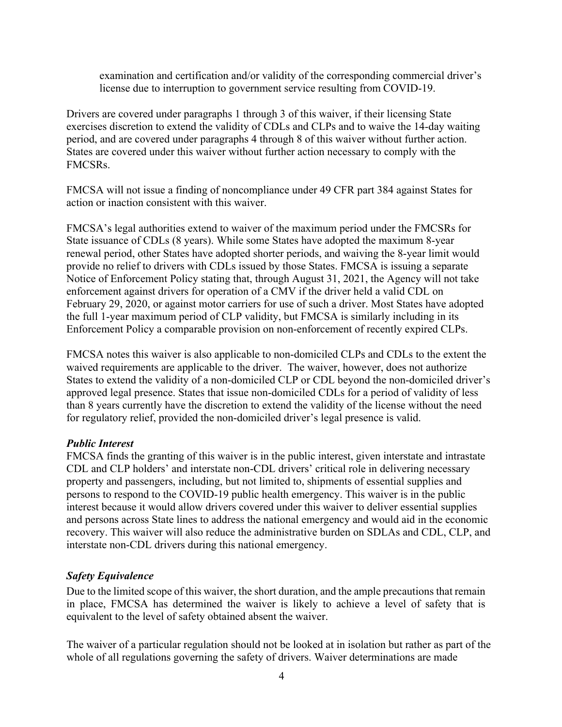examination and certification and/or validity of the corresponding commercial driver's license due to interruption to government service resulting from COVID-19.

Drivers are covered under paragraphs 1 through 3 of this waiver, if their licensing State exercises discretion to extend the validity of CDLs and CLPs and to waive the 14-day waiting period, and are covered under paragraphs 4 through 8 of this waiver without further action. States are covered under this waiver without further action necessary to comply with the FMCSRs.

FMCSA will not issue a finding of noncompliance under 49 CFR part 384 against States for action or inaction consistent with this waiver.

FMCSA's legal authorities extend to waiver of the maximum period under the FMCSRs for State issuance of CDLs (8 years). While some States have adopted the maximum 8-year renewal period, other States have adopted shorter periods, and waiving the 8-year limit would provide no relief to drivers with CDLs issued by those States. FMCSA is issuing a separate Notice of Enforcement Policy stating that, through August 31, 2021, the Agency will not take enforcement against drivers for operation of a CMV if the driver held a valid CDL on February 29, 2020, or against motor carriers for use of such a driver. Most States have adopted the full 1-year maximum period of CLP validity, but FMCSA is similarly including in its Enforcement Policy a comparable provision on non-enforcement of recently expired CLPs.

FMCSA notes this waiver is also applicable to non-domiciled CLPs and CDLs to the extent the waived requirements are applicable to the driver. The waiver, however, does not authorize States to extend the validity of a non-domiciled CLP or CDL beyond the non-domiciled driver's approved legal presence. States that issue non-domiciled CDLs for a period of validity of less than 8 years currently have the discretion to extend the validity of the license without the need for regulatory relief, provided the non-domiciled driver's legal presence is valid.

***Public Interest***

FMCSA finds the granting of this waiver is in the public interest, given interstate and intrastate CDL and CLP holders' and interstate non-CDL drivers' critical role in delivering necessary property and passengers, including, but not limited to, shipments of essential supplies and persons to respond to the COVID-19 public health emergency. This waiver is in the public interest because it would allow drivers covered under this waiver to deliver essential supplies and persons across State lines to address the national emergency and would aid in the economic recovery. This waiver will also reduce the administrative burden on SDLAs and CDL, CLP, and interstate non-CDL drivers during this national emergency.

***Safety Equivalence***

Due to the limited scope of this waiver, the short duration, and the ample precautions that remain in place, FMCSA has determined the waiver is likely to achieve a level of safety that is equivalent to the level of safety obtained absent the waiver.

The waiver of a particular regulation should not be looked at in isolation but rather as part of the whole of all regulations governing the safety of drivers. Waiver determinations are made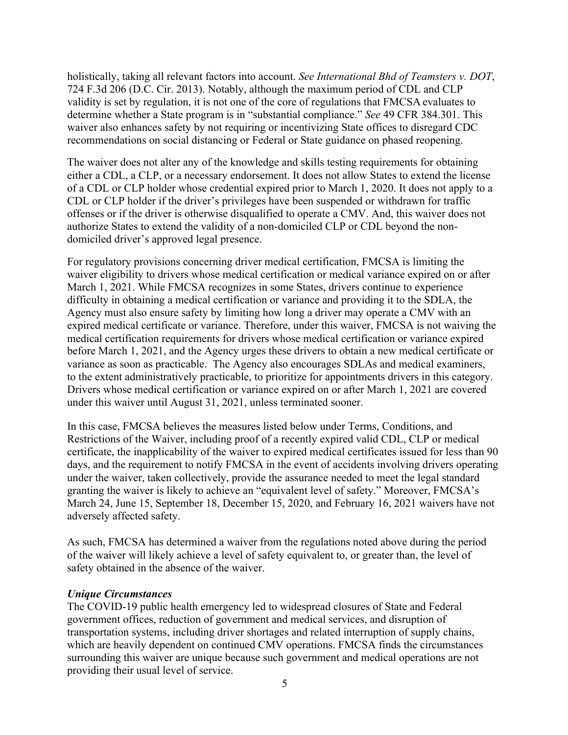holistically, taking all relevant factors into account. *See International Bhd of Teamsters v. DOT*, 724 F.3d 206 (D.C. Cir. 2013). Notably, although the maximum period of CDL and CLP validity is set by regulation, it is not one of the core of regulations that FMCSA evaluates to determine whether a State program is in "substantial compliance." *See* 49 CFR 384.301. This waiver also enhances safety by not requiring or incentivizing State offices to disregard CDC recommendations on social distancing or Federal or State guidance on phased reopening.

The waiver does not alter any of the knowledge and skills testing requirements for obtaining either a CDL, a CLP, or a necessary endorsement. It does not allow States to extend the license of a CDL or CLP holder whose credential expired prior to March 1, 2020. It does not apply to a CDL or CLP holder if the driver's privileges have been suspended or withdrawn for traffic offenses or if the driver is otherwise disqualified to operate a CMV. And, this waiver does not authorize States to extend the validity of a non-domiciled CLP or CDL beyond the non-domiciled driver's approved legal presence.

For regulatory provisions concerning driver medical certification, FMCSA is limiting the waiver eligibility to drivers whose medical certification or medical variance expired on or after March 1, 2021. While FMCSA recognizes in some States, drivers continue to experience difficulty in obtaining a medical certification or variance and providing it to the SDLA, the Agency must also ensure safety by limiting how long a driver may operate a CMV with an expired medical certificate or variance. Therefore, under this waiver, FMCSA is not waiving the medical certification requirements for drivers whose medical certification or variance expired before March 1, 2021, and the Agency urges these drivers to obtain a new medical certificate or variance as soon as practicable. The Agency also encourages SDLAs and medical examiners, to the extent administratively practicable, to prioritize for appointments drivers in this category. Drivers whose medical certification or variance expired on or after March 1, 2021 are covered under this waiver until August 31, 2021, unless terminated sooner.

In this case, FMCSA believes the measures listed below under Terms, Conditions, and Restrictions of the Waiver, including proof of a recently expired valid CDL, CLP or medical certificate, the inapplicability of the waiver to expired medical certificates issued for less than 90 days, and the requirement to notify FMCSA in the event of accidents involving drivers operating under the waiver, taken collectively, provide the assurance needed to meet the legal standard granting the waiver is likely to achieve an "equivalent level of safety." Moreover, FMCSA's March 24, June 15, September 18, December 15, 2020, and February 16, 2021 waivers have not adversely affected safety.

As such, FMCSA has determined a waiver from the regulations noted above during the period of the waiver will likely achieve a level of safety equivalent to, or greater than, the level of safety obtained in the absence of the waiver.

***Unique Circumstances***

The COVID-19 public health emergency led to widespread closures of State and Federal government offices, reduction of government and medical services, and disruption of transportation systems, including driver shortages and related interruption of supply chains, which are heavily dependent on continued CMV operations. FMCSA finds the circumstances surrounding this waiver are unique because such government and medical operations are not providing their usual level of service.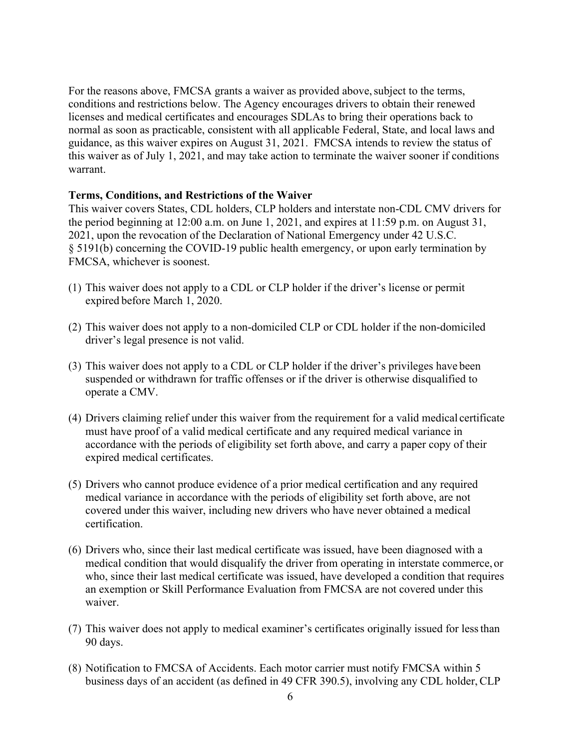For the reasons above, FMCSA grants a waiver as provided above, subject to the terms, conditions and restrictions below. The Agency encourages drivers to obtain their renewed licenses and medical certificates and encourages SDLAs to bring their operations back to normal as soon as practicable, consistent with all applicable Federal, State, and local laws and guidance, as this waiver expires on August 31, 2021. FMCSA intends to review the status of this waiver as of July 1, 2021, and may take action to terminate the waiver sooner if conditions warrant.

**Terms, Conditions, and Restrictions of the Waiver**

This waiver covers States, CDL holders, CLP holders and interstate non-CDL CMV drivers for the period beginning at 12:00 a.m. on June 1, 2021, and expires at 11:59 p.m. on August 31, 2021, upon the revocation of the Declaration of National Emergency under 42 U.S.C. § 5191(b) concerning the COVID-19 public health emergency, or upon early termination by FMCSA, whichever is soonest.

(1) This waiver does not apply to a CDL or CLP holder if the driver's license or permit expired before March 1, 2020.

(2) This waiver does not apply to a non-domiciled CLP or CDL holder if the non-domiciled driver's legal presence is not valid.

(3) This waiver does not apply to a CDL or CLP holder if the driver's privileges have been suspended or withdrawn for traffic offenses or if the driver is otherwise disqualified to operate a CMV.

(4) Drivers claiming relief under this waiver from the requirement for a valid medical certificate must have proof of a valid medical certificate and any required medical variance in accordance with the periods of eligibility set forth above, and carry a paper copy of their expired medical certificates.

(5) Drivers who cannot produce evidence of a prior medical certification and any required medical variance in accordance with the periods of eligibility set forth above, are not covered under this waiver, including new drivers who have never obtained a medical certification.

(6) Drivers who, since their last medical certificate was issued, have been diagnosed with a medical condition that would disqualify the driver from operating in interstate commerce, or who, since their last medical certificate was issued, have developed a condition that requires an exemption or Skill Performance Evaluation from FMCSA are not covered under this waiver.

(7) This waiver does not apply to medical examiner's certificates originally issued for less than 90 days.

(8) Notification to FMCSA of Accidents. Each motor carrier must notify FMCSA within 5 business days of an accident (as defined in 49 CFR 390.5), involving any CDL holder, CLP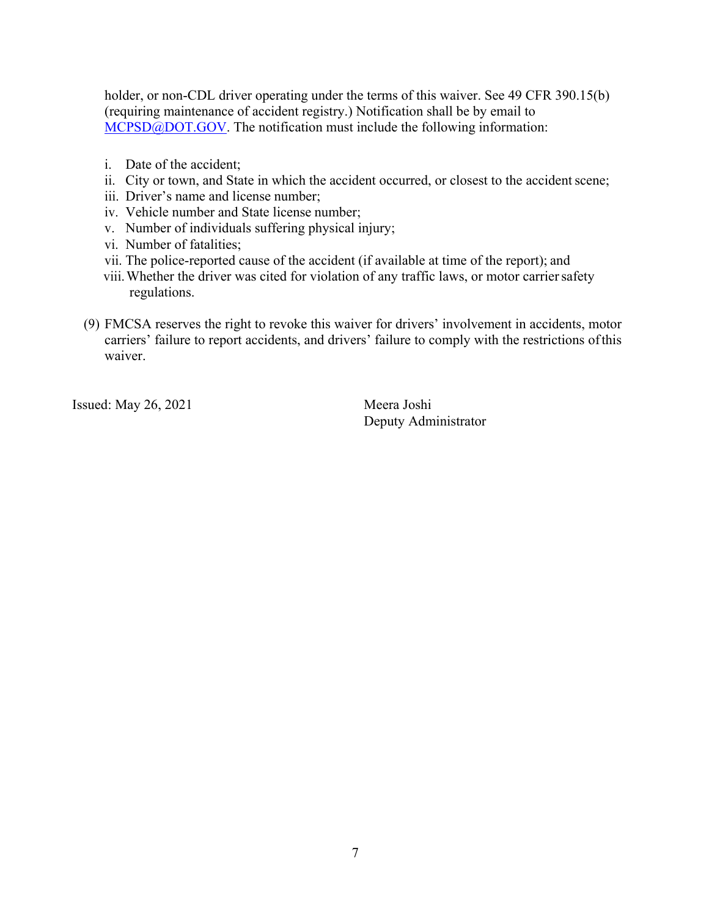holder, or non-CDL driver operating under the terms of this waiver. See 49 CFR 390.15(b) (requiring maintenance of accident registry.) Notification shall be by email to MCPSD@DOT.GOV. The notification must include the following information:

i. Date of the accident;
ii. City or town, and State in which the accident occurred, or closest to the accident scene;
iii. Driver's name and license number;
iv. Vehicle number and State license number;
v. Number of individuals suffering physical injury;
vi. Number of fatalities;
vii. The police-reported cause of the accident (if available at time of the report); and
viii. Whether the driver was cited for violation of any traffic laws, or motor carrier safety regulations.

(9) FMCSA reserves the right to revoke this waiver for drivers' involvement in accidents, motor carriers' failure to report accidents, and drivers' failure to comply with the restrictions of this waiver.

Issued: May 26, 2021

Meera Joshi
Deputy Administrator